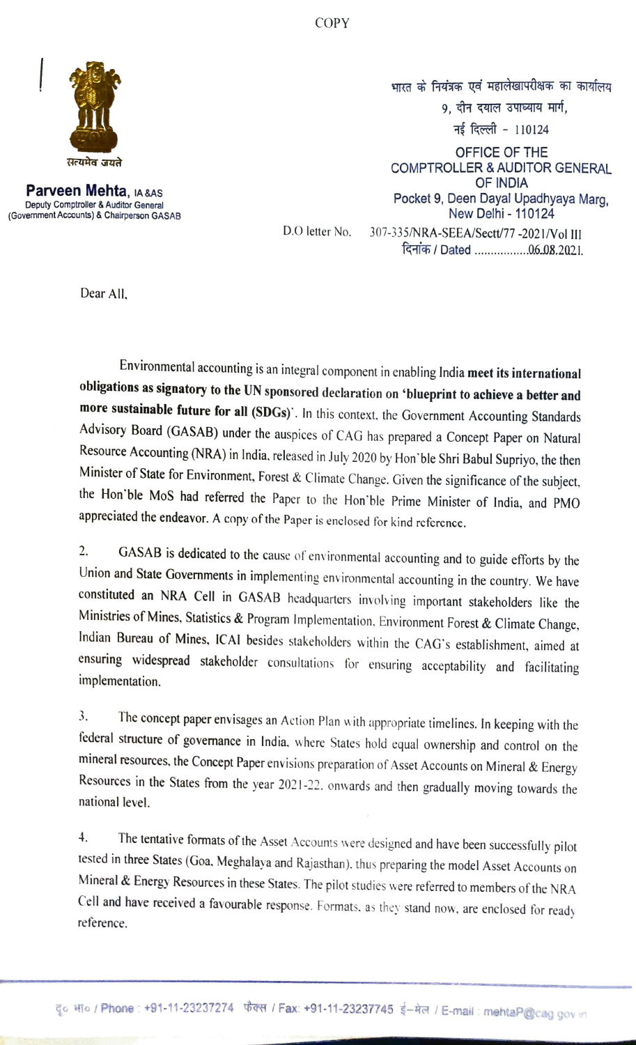COPY

सत्यमेव जयते

**Parveen Mehta**, IA&AS
Deputy Comptroller & Auditor General
(Government Accounts) & Chairperson GASAB

भारत के नियंत्रक एवं महालेखापरीक्षक का कार्यालय
9, दीन दयाल उपाध्याय मार्ग,
नई दिल्ली - 110124

OFFICE OF THE
COMPTROLLER & AUDITOR GENERAL
OF INDIA
Pocket 9, Deen Dayal Upadhyaya Marg,
New Delhi - 110124

D.O letter No. 307-335/NRA-SEEA/Sectt/77 -2021/Vol III
दिनांक / Dated .................06.08.2021.

Dear All,

Environmental accounting is an integral component in enabling India **meet its international obligations as signatory to the UN sponsored declaration on 'blueprint to achieve a better and more sustainable future for all (SDGs)'**. In this context, the Government Accounting Standards Advisory Board (GASAB) under the auspices of CAG has prepared a Concept Paper on Natural Resource Accounting (NRA) in India, released in July 2020 by Hon'ble Shri Babul Supriyo, the then Minister of State for Environment, Forest & Climate Change. Given the significance of the subject, the Hon'ble MoS had referred the Paper to the Hon'ble Prime Minister of India, and PMO appreciated the endeavor. A copy of the Paper is enclosed for kind reference.

2. GASAB is dedicated to the cause of environmental accounting and to guide efforts by the Union and State Governments in implementing environmental accounting in the country. We have constituted an NRA Cell in GASAB headquarters involving important stakeholders like the Ministries of Mines, Statistics & Program Implementation, Environment Forest & Climate Change, Indian Bureau of Mines, ICAI besides stakeholders within the CAG's establishment, aimed at ensuring widespread stakeholder consultations for ensuring acceptability and facilitating implementation.

3. The concept paper envisages an Action Plan with appropriate timelines. In keeping with the federal structure of governance in India, where States hold equal ownership and control on the mineral resources, the Concept Paper envisions preparation of Asset Accounts on Mineral & Energy Resources in the States from the year 2021-22, onwards and then gradually moving towards the national level.

4. The tentative formats of the Asset Accounts were designed and have been successfully pilot tested in three States (Goa, Meghalaya and Rajasthan), thus preparing the model Asset Accounts on Mineral & Energy Resources in these States. The pilot studies were referred to members of the NRA Cell and have received a favourable response. Formats, as they stand now, are enclosed for ready reference.

दू० भा० / Phone : +91-11-23237274 फैक्स / Fax: +91-11-23237745 ई–मेल / E-mail : mehtaP@cag.gov.in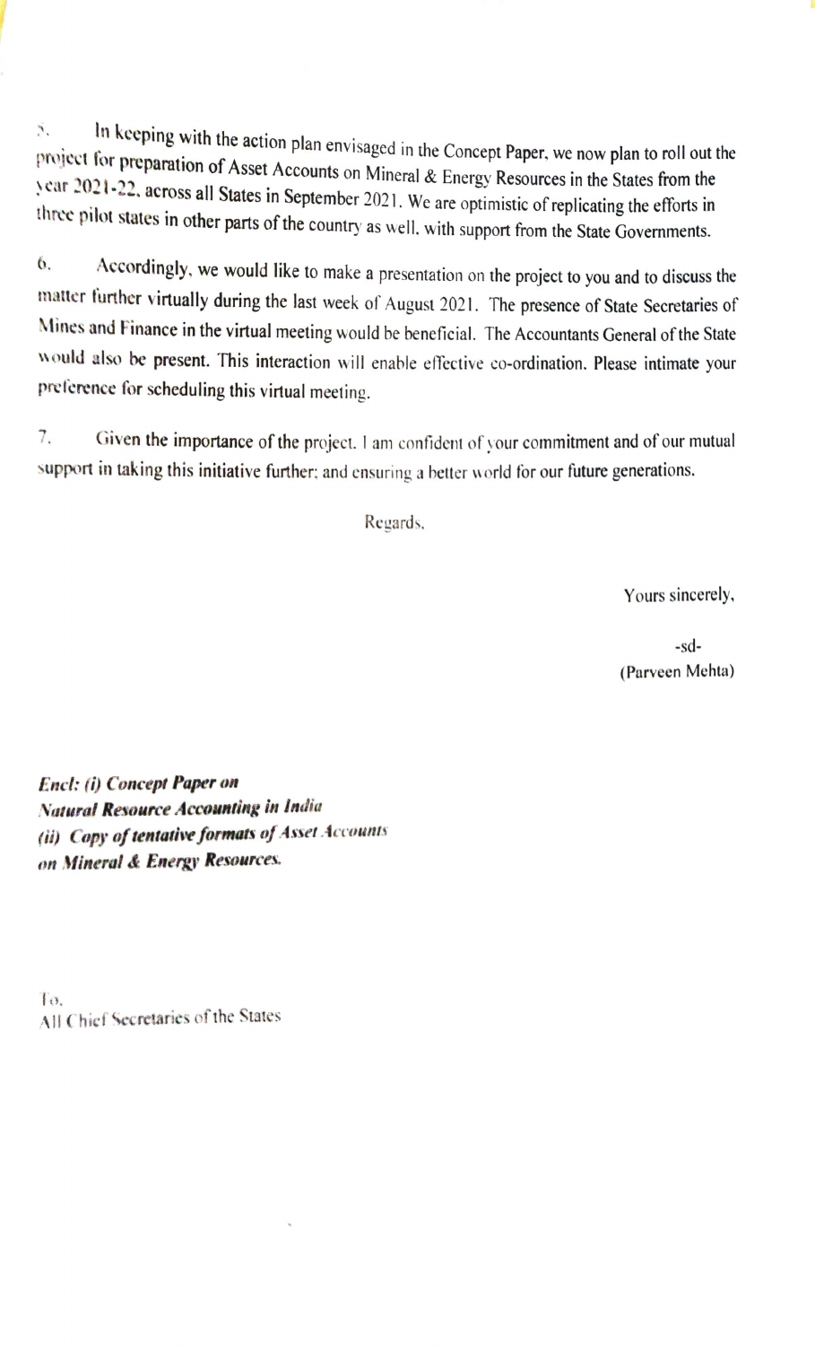5. In keeping with the action plan envisaged in the Concept Paper, we now plan to roll out the project for preparation of Asset Accounts on Mineral & Energy Resources in the States from the year 2021-22, across all States in September 2021. We are optimistic of replicating the efforts in three pilot states in other parts of the country as well, with support from the State Governments.

6. Accordingly, we would like to make a presentation on the project to you and to discuss the matter further virtually during the last week of August 2021. The presence of State Secretaries of Mines and Finance in the virtual meeting would be beneficial. The Accountants General of the State would also be present. This interaction will enable effective co-ordination. Please intimate your preference for scheduling this virtual meeting.

7. Given the importance of the project, I am confident of your commitment and of our mutual support in taking this initiative further; and ensuring a better world for our future generations.

Regards,

Yours sincerely,

-sd-

(Parveen Mehta)

***Encl: (i) Concept Paper on Natural Resource Accounting in India***
***(ii) Copy of tentative formats of Asset Accounts on Mineral & Energy Resources.***

To,
All Chief Secretaries of the States